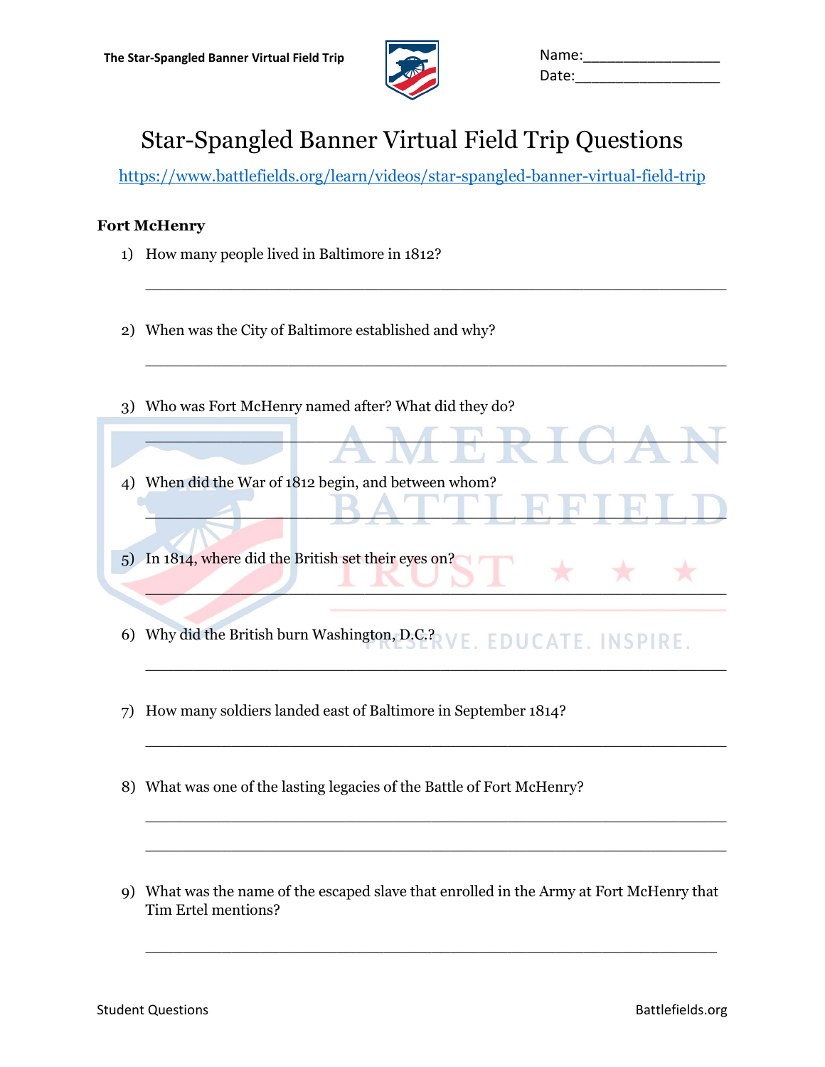The Star-Spangled Banner Virtual Field Trip

Name:_________________
Date:_________________

# Star-Spangled Banner Virtual Field Trip Questions

https://www.battlefields.org/learn/videos/star-spangled-banner-virtual-field-trip

**Fort McHenry**

1) How many people lived in Baltimore in 1812?

_______________________________________________________________

2) When was the City of Baltimore established and why?

_______________________________________________________________

3) Who was Fort McHenry named after? What did they do?

_______________________________________________________________

4) When did the War of 1812 begin, and between whom?

_______________________________________________________________

5) In 1814, where did the British set their eyes on?

_______________________________________________________________

6) Why did the British burn Washington, D.C.?

_______________________________________________________________

7) How many soldiers landed east of Baltimore in September 1814?

_______________________________________________________________

8) What was one of the lasting legacies of the Battle of Fort McHenry?

_______________________________________________________________

_______________________________________________________________

9) What was the name of the escaped slave that enrolled in the Army at Fort McHenry that Tim Ertel mentions?

_______________________________________________________________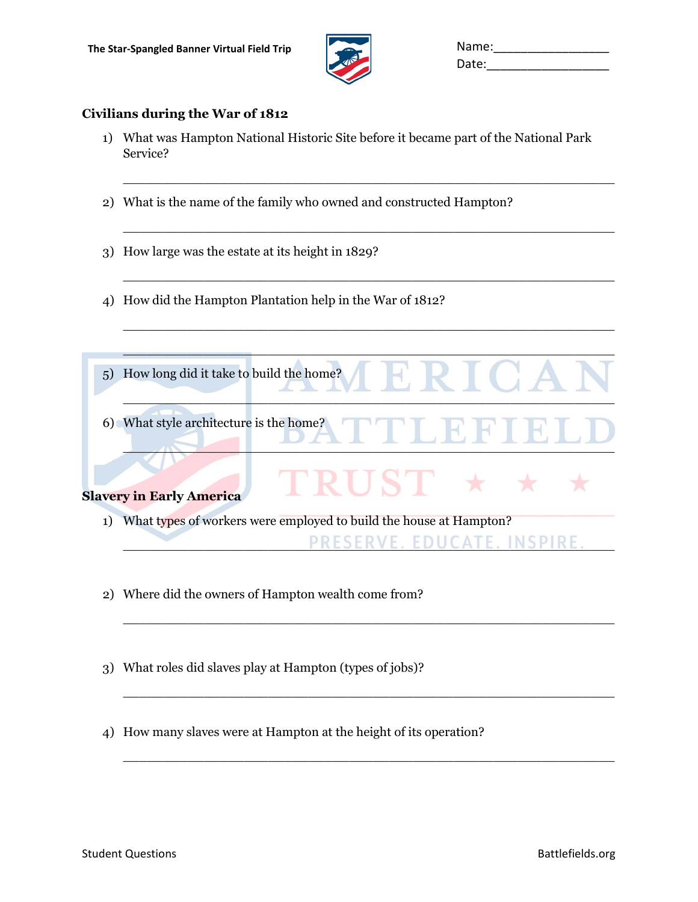Name:\_\_\_\_\_\_\_\_\_\_\_\_\_\_\_\_\_

Date:\_\_\_\_\_\_\_\_\_\_\_\_\_\_\_\_\_\_

## Civilians during the War of 1812

1) What was Hampton National Historic Site before it became part of the National Park Service?

\_\_\_\_\_\_\_\_\_\_\_\_\_\_\_\_\_\_\_\_\_\_\_\_\_\_\_\_\_\_\_\_\_\_\_\_\_\_\_\_\_\_\_\_\_\_\_\_\_\_\_\_\_\_\_\_\_\_\_\_

2) What is the name of the family who owned and constructed Hampton?

\_\_\_\_\_\_\_\_\_\_\_\_\_\_\_\_\_\_\_\_\_\_\_\_\_\_\_\_\_\_\_\_\_\_\_\_\_\_\_\_\_\_\_\_\_\_\_\_\_\_\_\_\_\_\_\_\_\_\_\_

3) How large was the estate at its height in 1829?

\_\_\_\_\_\_\_\_\_\_\_\_\_\_\_\_\_\_\_\_\_\_\_\_\_\_\_\_\_\_\_\_\_\_\_\_\_\_\_\_\_\_\_\_\_\_\_\_\_\_\_\_\_\_\_\_\_\_\_\_

4) How did the Hampton Plantation help in the War of 1812?

\_\_\_\_\_\_\_\_\_\_\_\_\_\_\_\_\_\_\_\_\_\_\_\_\_\_\_\_\_\_\_\_\_\_\_\_\_\_\_\_\_\_\_\_\_\_\_\_\_\_\_\_\_\_\_\_\_\_\_\_

\_\_\_\_\_\_\_\_\_\_\_\_\_\_\_\_\_\_\_\_\_\_\_\_\_\_\_\_\_\_\_\_\_\_\_\_\_\_\_\_\_\_\_\_\_\_\_\_\_\_\_\_\_\_\_\_\_\_\_\_

5) How long did it take to build the home?

\_\_\_\_\_\_\_\_\_\_\_\_\_\_\_\_\_\_\_\_\_\_\_\_\_\_\_\_\_\_\_\_\_\_\_\_\_\_\_\_\_\_\_\_\_\_\_\_\_\_\_\_\_\_\_\_\_\_\_\_

6) What style architecture is the home?

\_\_\_\_\_\_\_\_\_\_\_\_\_\_\_\_\_\_\_\_\_\_\_\_\_\_\_\_\_\_\_\_\_\_\_\_\_\_\_\_\_\_\_\_\_\_\_\_\_\_\_\_\_\_\_\_\_\_\_\_

## Slavery in Early America

1) What types of workers were employed to build the house at Hampton?

\_\_\_\_\_\_\_\_\_\_\_\_\_\_\_\_\_\_\_\_\_\_\_\_\_\_\_\_\_\_\_\_\_\_\_\_\_\_\_\_\_\_\_\_\_\_\_\_\_\_\_\_\_\_\_\_\_\_\_\_

2) Where did the owners of Hampton wealth come from?

\_\_\_\_\_\_\_\_\_\_\_\_\_\_\_\_\_\_\_\_\_\_\_\_\_\_\_\_\_\_\_\_\_\_\_\_\_\_\_\_\_\_\_\_\_\_\_\_\_\_\_\_\_\_\_\_\_\_\_\_

3) What roles did slaves play at Hampton (types of jobs)?

\_\_\_\_\_\_\_\_\_\_\_\_\_\_\_\_\_\_\_\_\_\_\_\_\_\_\_\_\_\_\_\_\_\_\_\_\_\_\_\_\_\_\_\_\_\_\_\_\_\_\_\_\_\_\_\_\_\_\_\_

4) How many slaves were at Hampton at the height of its operation?

\_\_\_\_\_\_\_\_\_\_\_\_\_\_\_\_\_\_\_\_\_\_\_\_\_\_\_\_\_\_\_\_\_\_\_\_\_\_\_\_\_\_\_\_\_\_\_\_\_\_\_\_\_\_\_\_\_\_\_\_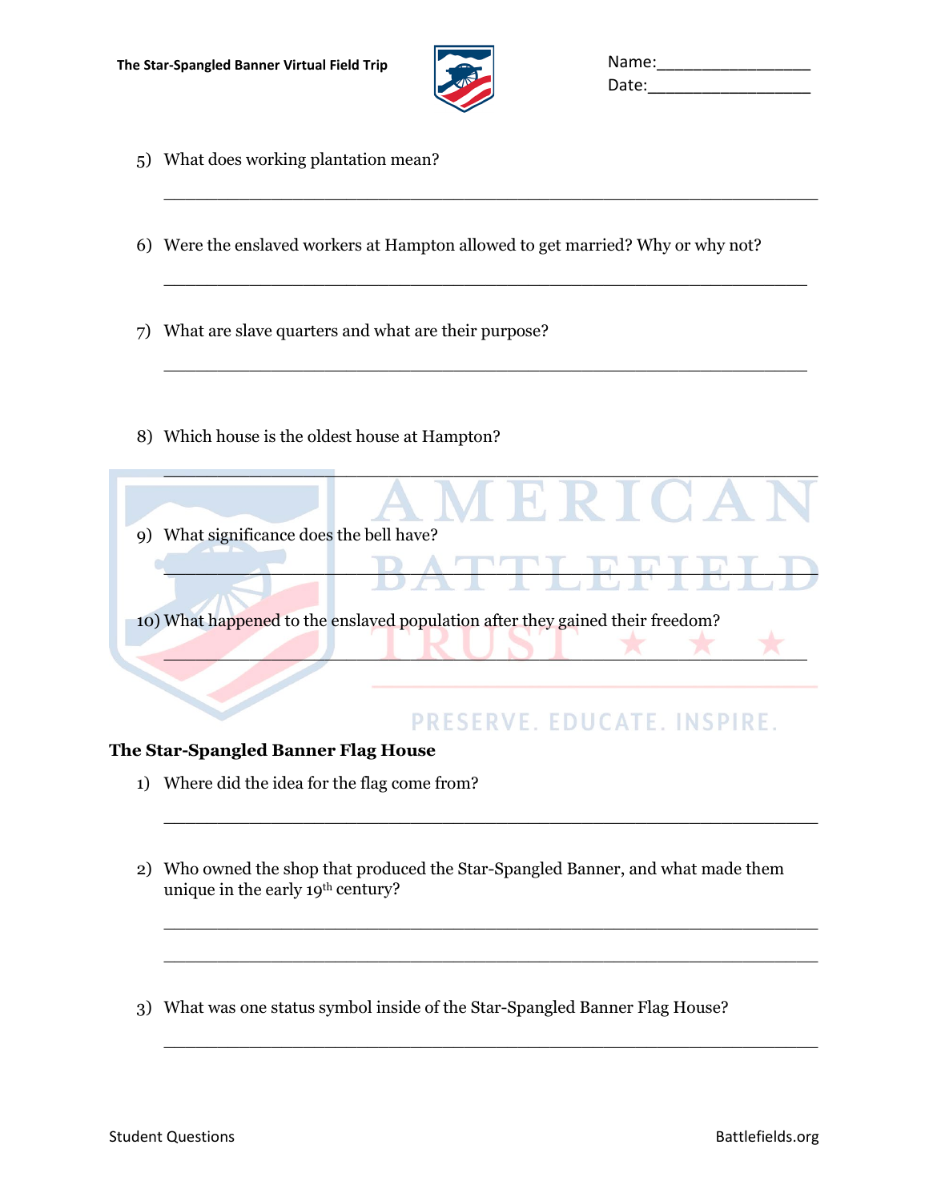5) What does working plantation mean?

_______________________________________________________________

6) Were the enslaved workers at Hampton allowed to get married? Why or why not?

_______________________________________________________________

7) What are slave quarters and what are their purpose?

_______________________________________________________________

8) Which house is the oldest house at Hampton?

_______________________________________________________________

9) What significance does the bell have?

_______________________________________________________________

10) What happened to the enslaved population after they gained their freedom?

_______________________________________________________________

**The Star-Spangled Banner Flag House**

1) Where did the idea for the flag come from?

_______________________________________________________________

2) Who owned the shop that produced the Star-Spangled Banner, and what made them unique in the early 19th century?

_______________________________________________________________

_______________________________________________________________

3) What was one status symbol inside of the Star-Spangled Banner Flag House?

_______________________________________________________________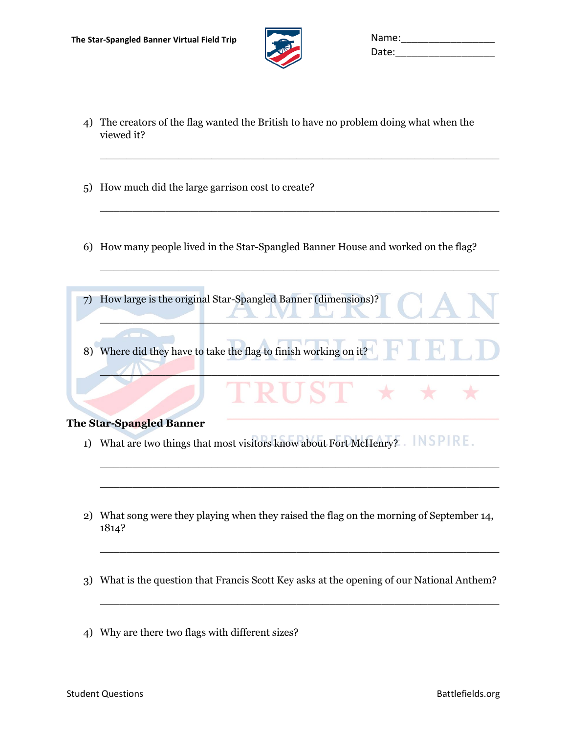4) The creators of the flag wanted the British to have no problem doing what when the viewed it?

_______________________________________________________________

5) How much did the large garrison cost to create?

_______________________________________________________________

6) How many people lived in the Star-Spangled Banner House and worked on the flag?

_______________________________________________________________

7) How large is the original Star-Spangled Banner (dimensions)?

_______________________________________________________________

8) Where did they have to take the flag to finish working on it?

_______________________________________________________________

**The Star-Spangled Banner**

1) What are two things that most visitors know about Fort McHenry?

_______________________________________________________________

_______________________________________________________________

2) What song were they playing when they raised the flag on the morning of September 14, 1814?

_______________________________________________________________

3) What is the question that Francis Scott Key asks at the opening of our National Anthem?

_______________________________________________________________

4) Why are there two flags with different sizes?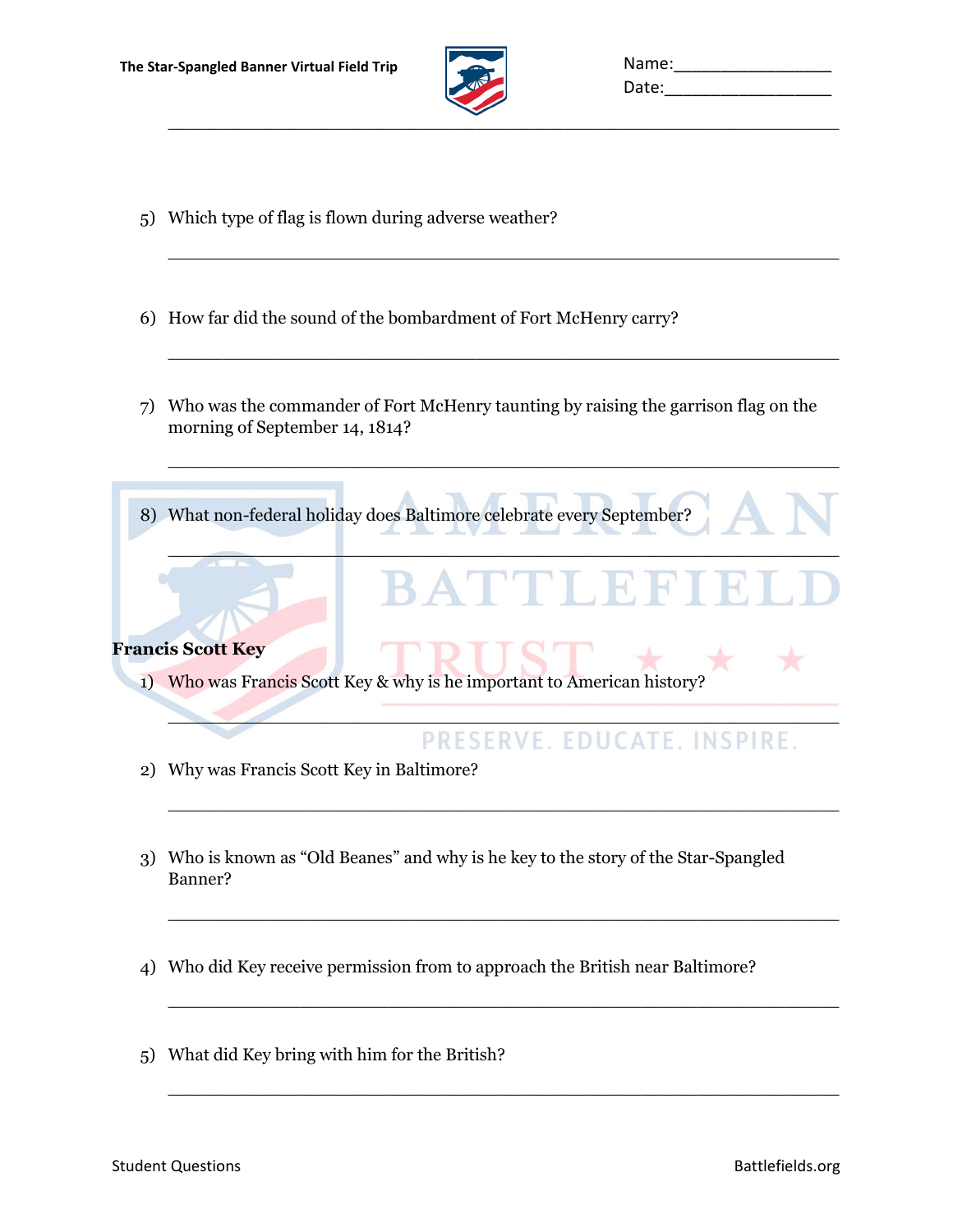5) Which type of flag is flown during adverse weather?

______________________________________________________________

6) How far did the sound of the bombardment of Fort McHenry carry?

______________________________________________________________

7) Who was the commander of Fort McHenry taunting by raising the garrison flag on the morning of September 14, 1814?

______________________________________________________________

8) What non-federal holiday does Baltimore celebrate every September?

______________________________________________________________

**Francis Scott Key**

1) Who was Francis Scott Key & why is he important to American history?

______________________________________________________________

2) Why was Francis Scott Key in Baltimore?

______________________________________________________________

3) Who is known as "Old Beanes" and why is he key to the story of the Star-Spangled Banner?

______________________________________________________________

4) Who did Key receive permission from to approach the British near Baltimore?

______________________________________________________________

5) What did Key bring with him for the British?

______________________________________________________________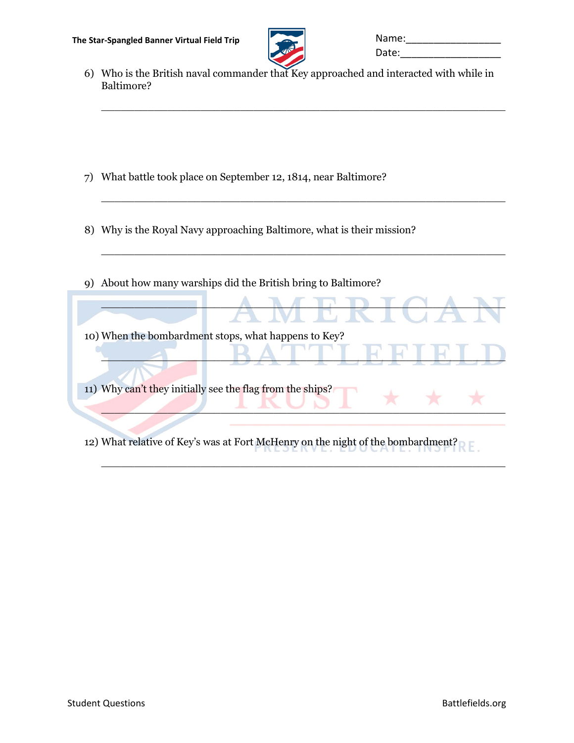6) Who is the British naval commander that Key approached and interacted with while in Baltimore?

_______________________________________________________________

7) What battle took place on September 12, 1814, near Baltimore?

_______________________________________________________________

8) Why is the Royal Navy approaching Baltimore, what is their mission?

_______________________________________________________________

9) About how many warships did the British bring to Baltimore?

_______________________________________________________________

10) When the bombardment stops, what happens to Key?

_______________________________________________________________

11) Why can't they initially see the flag from the ships?

_______________________________________________________________

12) What relative of Key's was at Fort McHenry on the night of the bombardment?

_______________________________________________________________